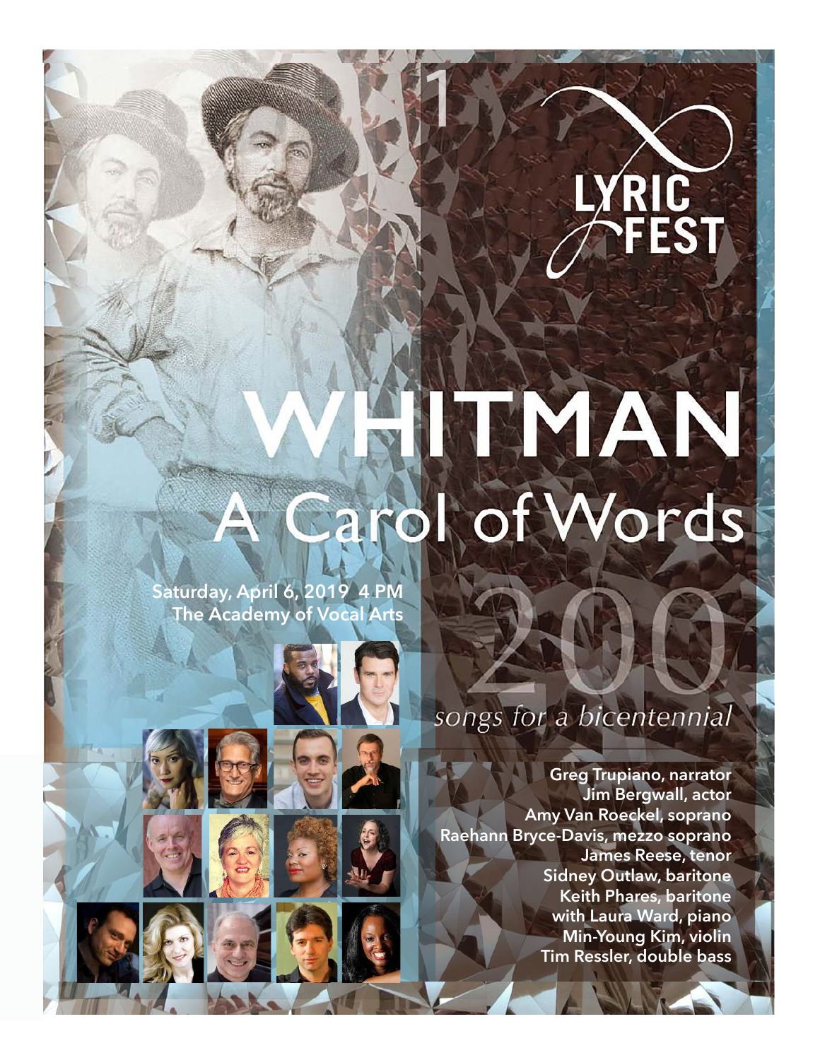LYRIC FEST

# WHITMAN

## A Carol of Words

Saturday, April 6, 2019 4 PM
The Academy of Vocal Arts

200
*songs for a bicentennial*

**Greg Trupiano, narrator**
**Jim Bergwall, actor**
**Amy Van Roeckel, soprano**
**Raehann Bryce-Davis, mezzo soprano**
**James Reese, tenor**
**Sidney Outlaw, baritone**
**Keith Phares, baritone**
**with Laura Ward, piano**
**Min-Young Kim, violin**
**Tim Ressler, double bass**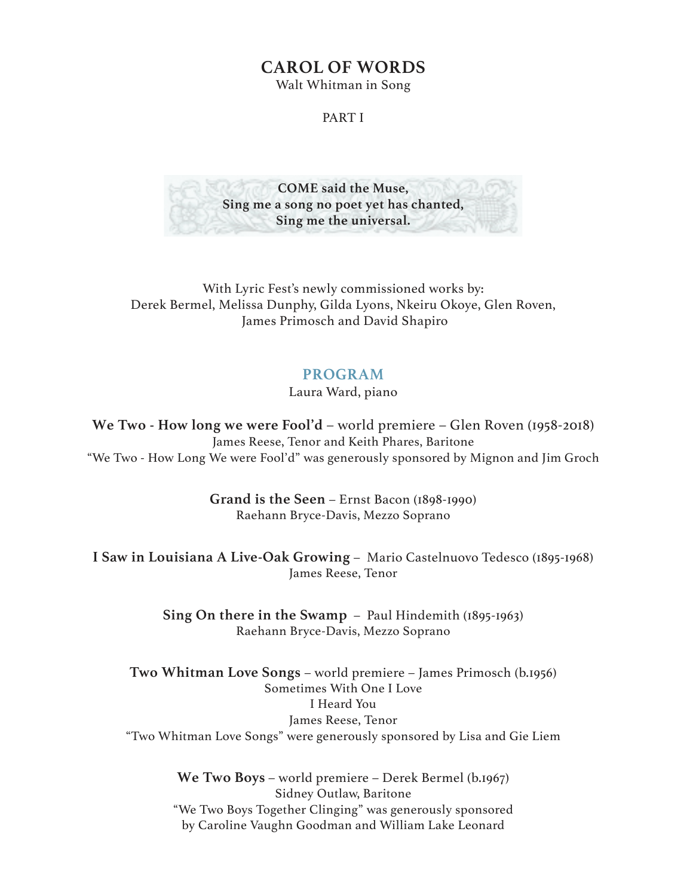# CAROL OF WORDS

Walt Whitman in Song

PART I

**COME said the Muse,**
**Sing me a song no poet yet has chanted,**
**Sing me the universal.**

With Lyric Fest's newly commissioned works by:
Derek Bermel, Melissa Dunphy, Gilda Lyons, Nkeiru Okoye, Glen Roven,
James Primosch and David Shapiro

## PROGRAM

Laura Ward, piano

**We Two - How long we were Fool'd** – world premiere – Glen Roven (1958-2018)
James Reese, Tenor and Keith Phares, Baritone
"We Two - How Long We were Fool'd" was generously sponsored by Mignon and Jim Groch

**Grand is the Seen** – Ernst Bacon (1898-1990)
Raehann Bryce-Davis, Mezzo Soprano

**I Saw in Louisiana A Live-Oak Growing** – Mario Castelnuovo Tedesco (1895-1968)
James Reese, Tenor

**Sing On there in the Swamp** – Paul Hindemith (1895-1963)
Raehann Bryce-Davis, Mezzo Soprano

**Two Whitman Love Songs** – world premiere – James Primosch (b.1956)
Sometimes With One I Love
I Heard You
James Reese, Tenor
"Two Whitman Love Songs" were generously sponsored by Lisa and Gie Liem

**We Two Boys** – world premiere – Derek Bermel (b.1967)
Sidney Outlaw, Baritone
"We Two Boys Together Clinging" was generously sponsored
by Caroline Vaughn Goodman and William Lake Leonard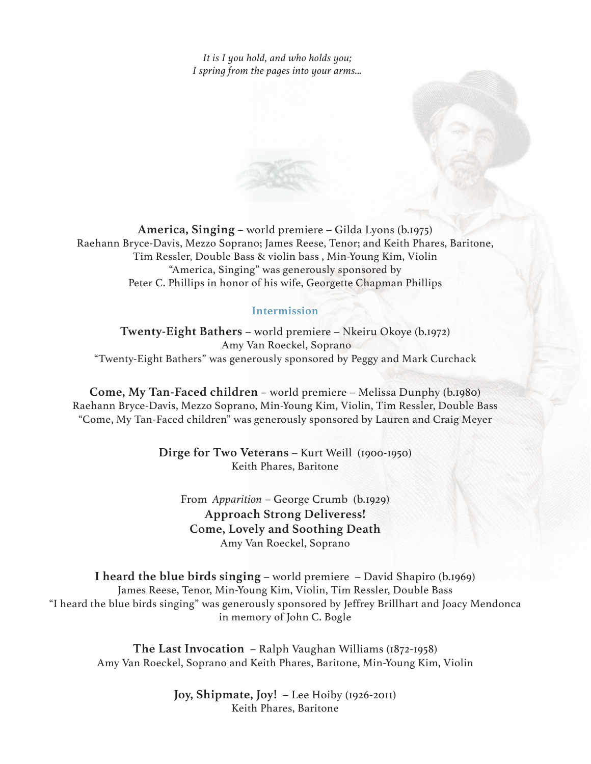*It is I you hold, and who holds you;*
*I spring from the pages into your arms...*

**America, Singing** – world premiere – Gilda Lyons (b.1975)
Raehann Bryce-Davis, Mezzo Soprano; James Reese, Tenor; and Keith Phares, Baritone,
Tim Ressler, Double Bass & violin bass , Min-Young Kim, Violin
"America, Singing" was generously sponsored by
Peter C. Phillips in honor of his wife, Georgette Chapman Phillips

**Intermission**

**Twenty-Eight Bathers** – world premiere – Nkeiru Okoye (b.1972)
Amy Van Roeckel, Soprano
"Twenty-Eight Bathers" was generously sponsored by Peggy and Mark Curchack

**Come, My Tan-Faced children** – world premiere – Melissa Dunphy (b.1980)
Raehann Bryce-Davis, Mezzo Soprano, Min-Young Kim, Violin, Tim Ressler, Double Bass
"Come, My Tan-Faced children" was generously sponsored by Lauren and Craig Meyer

**Dirge for Two Veterans** – Kurt Weill (1900-1950)
Keith Phares, Baritone

From *Apparition* – George Crumb (b.1929)
**Approach Strong Deliveress!**
**Come, Lovely and Soothing Death**
Amy Van Roeckel, Soprano

**I heard the blue birds singing** – world premiere – David Shapiro (b.1969)
James Reese, Tenor, Min-Young Kim, Violin, Tim Ressler, Double Bass
"I heard the blue birds singing" was generously sponsored by Jeffrey Brillhart and Joacy Mendonca
in memory of John C. Bogle

**The Last Invocation** – Ralph Vaughan Williams (1872-1958)
Amy Van Roeckel, Soprano and Keith Phares, Baritone, Min-Young Kim, Violin

**Joy, Shipmate, Joy!** – Lee Hoiby (1926-2011)
Keith Phares, Baritone